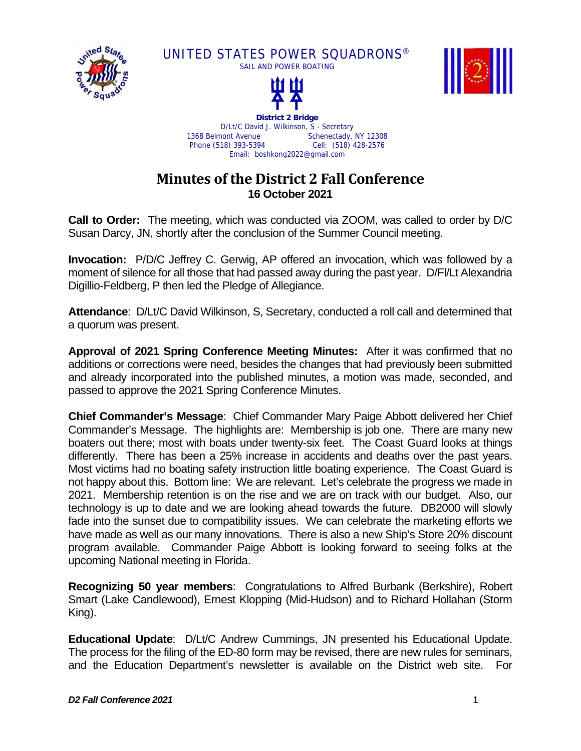UNITED STATES POWER SQUADRONS®

SAIL AND POWER BOATING

**District 2 Bridge**

D/Lt/C David J. Wilkinson, S - Secretary
1368 Belmont Avenue Schenectady, NY 12308
Phone (518) 393-5394 Cell: (518) 428-2576
Email: boshkong2022@gmail.com

# Minutes of the District 2 Fall Conference

## 16 October 2021

**Call to Order:** The meeting, which was conducted via ZOOM, was called to order by D/C Susan Darcy, JN, shortly after the conclusion of the Summer Council meeting.

**Invocation:** P/D/C Jeffrey C. Gerwig, AP offered an invocation, which was followed by a moment of silence for all those that had passed away during the past year. D/Fl/Lt Alexandria Digillio-Feldberg, P then led the Pledge of Allegiance.

**Attendance**: D/Lt/C David Wilkinson, S, Secretary, conducted a roll call and determined that a quorum was present.

**Approval of 2021 Spring Conference Meeting Minutes:** After it was confirmed that no additions or corrections were need, besides the changes that had previously been submitted and already incorporated into the published minutes, a motion was made, seconded, and passed to approve the 2021 Spring Conference Minutes.

**Chief Commander's Message**: Chief Commander Mary Paige Abbott delivered her Chief Commander's Message. The highlights are: Membership is job one. There are many new boaters out there; most with boats under twenty-six feet. The Coast Guard looks at things differently. There has been a 25% increase in accidents and deaths over the past years. Most victims had no boating safety instruction little boating experience. The Coast Guard is not happy about this. Bottom line: We are relevant. Let's celebrate the progress we made in 2021. Membership retention is on the rise and we are on track with our budget. Also, our technology is up to date and we are looking ahead towards the future. DB2000 will slowly fade into the sunset due to compatibility issues. We can celebrate the marketing efforts we have made as well as our many innovations. There is also a new Ship's Store 20% discount program available. Commander Paige Abbott is looking forward to seeing folks at the upcoming National meeting in Florida.

**Recognizing 50 year members**: Congratulations to Alfred Burbank (Berkshire), Robert Smart (Lake Candlewood), Ernest Klopping (Mid-Hudson) and to Richard Hollahan (Storm King).

**Educational Update**: D/Lt/C Andrew Cummings, JN presented his Educational Update. The process for the filing of the ED-80 form may be revised, there are new rules for seminars, and the Education Department's newsletter is available on the District web site. For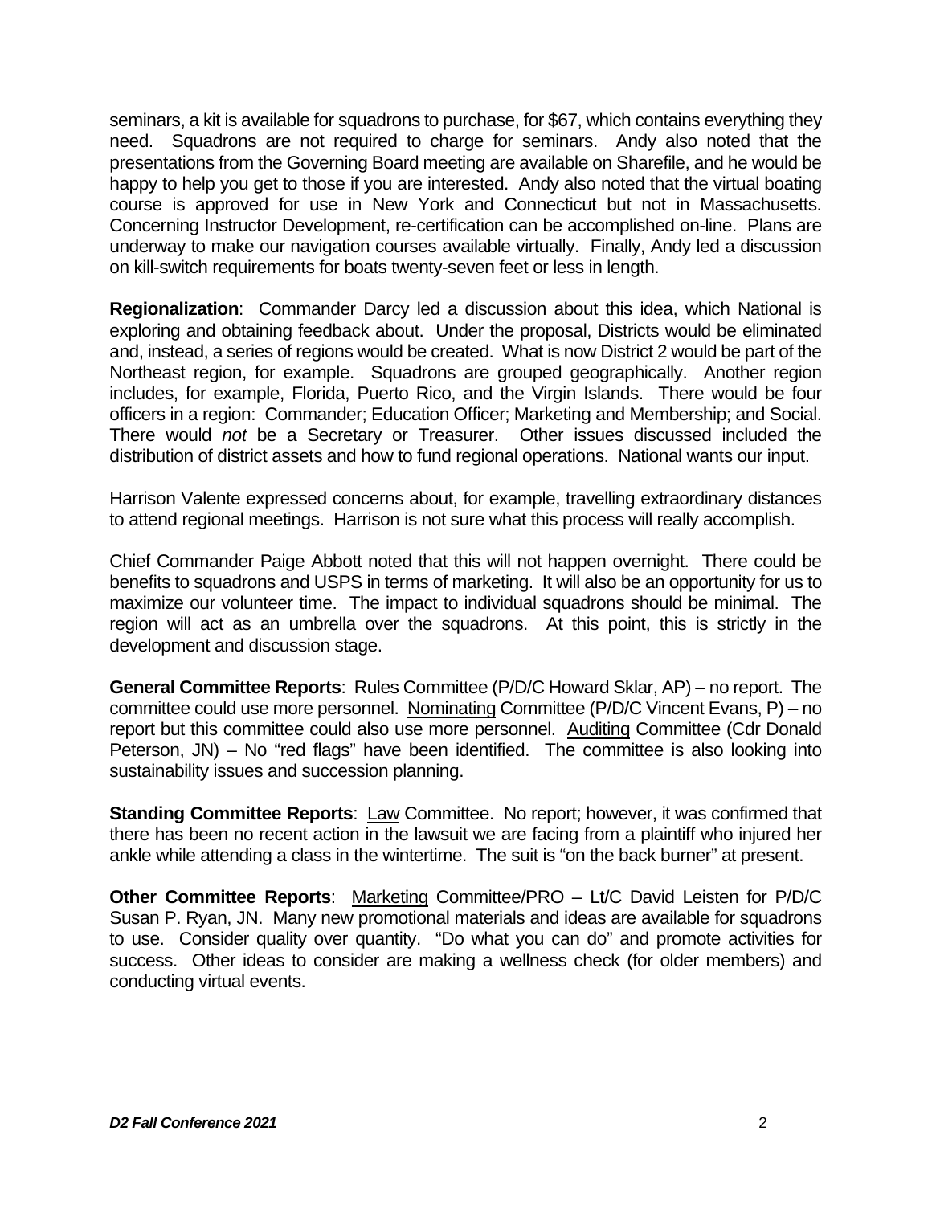seminars, a kit is available for squadrons to purchase, for $67, which contains everything they need. Squadrons are not required to charge for seminars. Andy also noted that the presentations from the Governing Board meeting are available on Sharefile, and he would be happy to help you get to those if you are interested. Andy also noted that the virtual boating course is approved for use in New York and Connecticut but not in Massachusetts. Concerning Instructor Development, re-certification can be accomplished on-line. Plans are underway to make our navigation courses available virtually. Finally, Andy led a discussion on kill-switch requirements for boats twenty-seven feet or less in length.

**Regionalization**: Commander Darcy led a discussion about this idea, which National is exploring and obtaining feedback about. Under the proposal, Districts would be eliminated and, instead, a series of regions would be created. What is now District 2 would be part of the Northeast region, for example. Squadrons are grouped geographically. Another region includes, for example, Florida, Puerto Rico, and the Virgin Islands. There would be four officers in a region: Commander; Education Officer; Marketing and Membership; and Social. There would *not* be a Secretary or Treasurer. Other issues discussed included the distribution of district assets and how to fund regional operations. National wants our input.

Harrison Valente expressed concerns about, for example, travelling extraordinary distances to attend regional meetings. Harrison is not sure what this process will really accomplish.

Chief Commander Paige Abbott noted that this will not happen overnight. There could be benefits to squadrons and USPS in terms of marketing. It will also be an opportunity for us to maximize our volunteer time. The impact to individual squadrons should be minimal. The region will act as an umbrella over the squadrons. At this point, this is strictly in the development and discussion stage.

**General Committee Reports**: <u>Rules</u> Committee (P/D/C Howard Sklar, AP) – no report. The committee could use more personnel. <u>Nominating</u> Committee (P/D/C Vincent Evans, P) – no report but this committee could also use more personnel. <u>Auditing</u> Committee (Cdr Donald Peterson, JN) – No "red flags" have been identified. The committee is also looking into sustainability issues and succession planning.

**Standing Committee Reports**: <u>Law</u> Committee. No report; however, it was confirmed that there has been no recent action in the lawsuit we are facing from a plaintiff who injured her ankle while attending a class in the wintertime. The suit is "on the back burner" at present.

**Other Committee Reports**: <u>Marketing</u> Committee/PRO – Lt/C David Leisten for P/D/C Susan P. Ryan, JN. Many new promotional materials and ideas are available for squadrons to use. Consider quality over quantity. "Do what you can do" and promote activities for success. Other ideas to consider are making a wellness check (for older members) and conducting virtual events.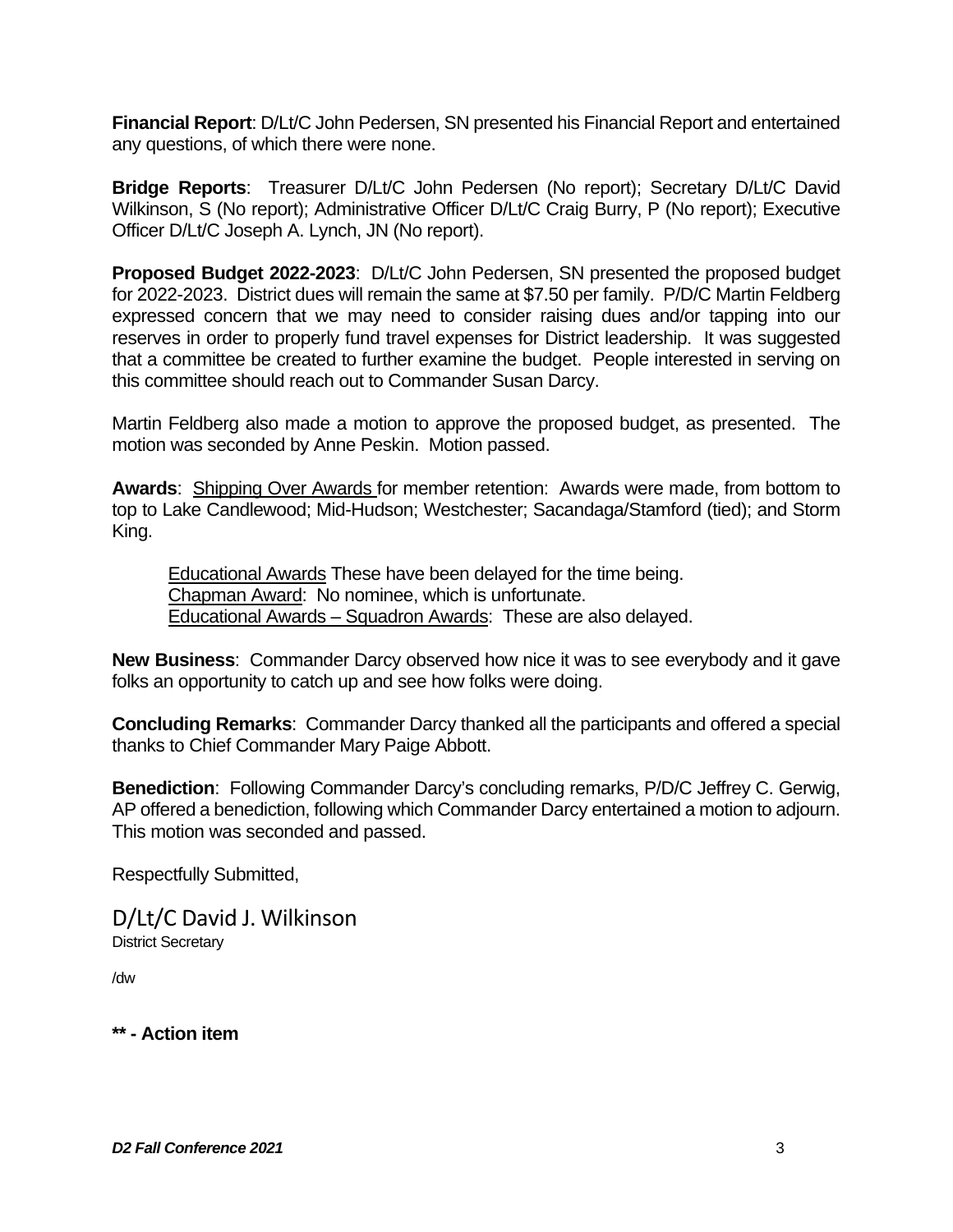**Financial Report**: D/Lt/C John Pedersen, SN presented his Financial Report and entertained any questions, of which there were none.

**Bridge Reports**: Treasurer D/Lt/C John Pedersen (No report); Secretary D/Lt/C David Wilkinson, S (No report); Administrative Officer D/Lt/C Craig Burry, P (No report); Executive Officer D/Lt/C Joseph A. Lynch, JN (No report).

**Proposed Budget 2022-2023**: D/Lt/C John Pedersen, SN presented the proposed budget for 2022-2023. District dues will remain the same at $7.50 per family. P/D/C Martin Feldberg expressed concern that we may need to consider raising dues and/or tapping into our reserves in order to properly fund travel expenses for District leadership. It was suggested that a committee be created to further examine the budget. People interested in serving on this committee should reach out to Commander Susan Darcy.

Martin Feldberg also made a motion to approve the proposed budget, as presented. The motion was seconded by Anne Peskin. Motion passed.

**Awards**: Shipping Over Awards for member retention: Awards were made, from bottom to top to Lake Candlewood; Mid-Hudson; Westchester; Sacandaga/Stamford (tied); and Storm King.

Educational Awards These have been delayed for the time being.
Chapman Award: No nominee, which is unfortunate.
Educational Awards – Squadron Awards: These are also delayed.

**New Business**: Commander Darcy observed how nice it was to see everybody and it gave folks an opportunity to catch up and see how folks were doing.

**Concluding Remarks**: Commander Darcy thanked all the participants and offered a special thanks to Chief Commander Mary Paige Abbott.

**Benediction**: Following Commander Darcy's concluding remarks, P/D/C Jeffrey C. Gerwig, AP offered a benediction, following which Commander Darcy entertained a motion to adjourn. This motion was seconded and passed.

Respectfully Submitted,

D/Lt/C David J. Wilkinson
District Secretary

/dw

**** - Action item**